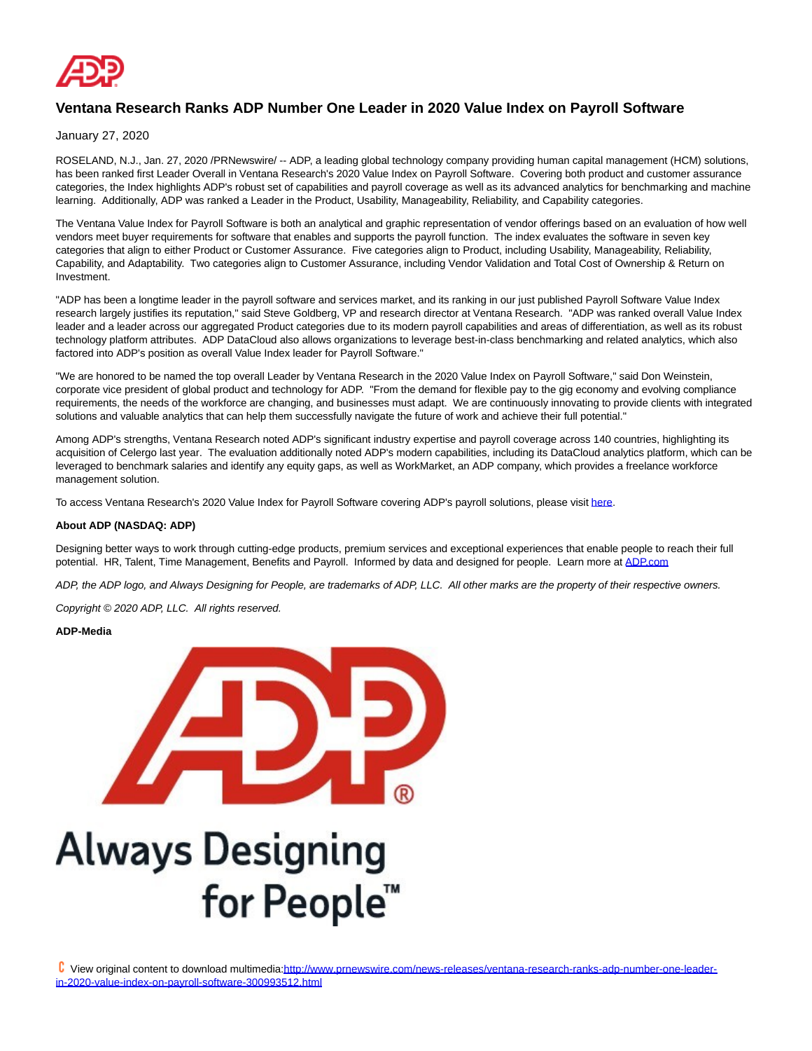# Ventana Research Ranks ADP Number One Leader in 2020 Value Index on Payroll Software

January 27, 2020

ROSELAND, N.J., Jan. 27, 2020 /PRNewswire/ -- ADP, a leading global technology company providing human capital management (HCM) solutions, has been ranked first Leader Overall in Ventana Research's 2020 Value Index on Payroll Software. Covering both product and customer assurance categories, the Index highlights ADP's robust set of capabilities and payroll coverage as well as its advanced analytics for benchmarking and machine learning. Additionally, ADP was ranked a Leader in the Product, Usability, Manageability, Reliability, and Capability categories.

The Ventana Value Index for Payroll Software is both an analytical and graphic representation of vendor offerings based on an evaluation of how well vendors meet buyer requirements for software that enables and supports the payroll function. The index evaluates the software in seven key categories that align to either Product or Customer Assurance. Five categories align to Product, including Usability, Manageability, Reliability, Capability, and Adaptability. Two categories align to Customer Assurance, including Vendor Validation and Total Cost of Ownership & Return on Investment.

"ADP has been a longtime leader in the payroll software and services market, and its ranking in our just published Payroll Software Value Index research largely justifies its reputation," said Steve Goldberg, VP and research director at Ventana Research. "ADP was ranked overall Value Index leader and a leader across our aggregated Product categories due to its modern payroll capabilities and areas of differentiation, as well as its robust technology platform attributes. ADP DataCloud also allows organizations to leverage best-in-class benchmarking and related analytics, which also factored into ADP's position as overall Value Index leader for Payroll Software."

"We are honored to be named the top overall Leader by Ventana Research in the 2020 Value Index on Payroll Software," said Don Weinstein, corporate vice president of global product and technology for ADP. "From the demand for flexible pay to the gig economy and evolving compliance requirements, the needs of the workforce are changing, and businesses must adapt. We are continuously innovating to provide clients with integrated solutions and valuable analytics that can help them successfully navigate the future of work and achieve their full potential."

Among ADP's strengths, Ventana Research noted ADP's significant industry expertise and payroll coverage across 140 countries, highlighting its acquisition of Celergo last year. The evaluation additionally noted ADP's modern capabilities, including its DataCloud analytics platform, which can be leveraged to benchmark salaries and identify any equity gaps, as well as WorkMarket, an ADP company, which provides a freelance workforce management solution.

To access Ventana Research's 2020 Value Index for Payroll Software covering ADP's payroll solutions, please visit here.

**About ADP (NASDAQ: ADP)**

Designing better ways to work through cutting-edge products, premium services and exceptional experiences that enable people to reach their full potential. HR, Talent, Time Management, Benefits and Payroll. Informed by data and designed for people. Learn more at ADP.com

*ADP, the ADP logo, and Always Designing for People, are trademarks of ADP, LLC. All other marks are the property of their respective owners.*

*Copyright © 2020 ADP, LLC. All rights reserved.*

**ADP-Media**

View original content to download multimedia:http://www.prnewswire.com/news-releases/ventana-research-ranks-adp-number-one-leader-in-2020-value-index-on-payroll-software-300993512.html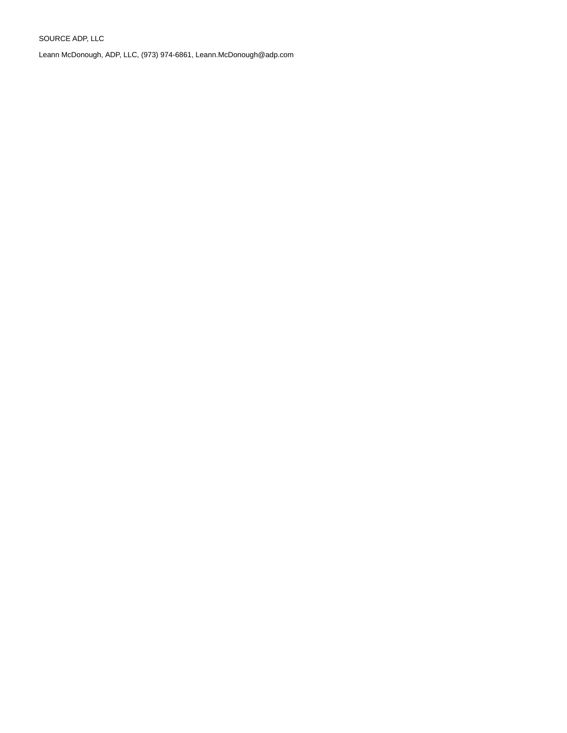SOURCE ADP, LLC

Leann McDonough, ADP, LLC, (973) 974-6861, Leann.McDonough@adp.com